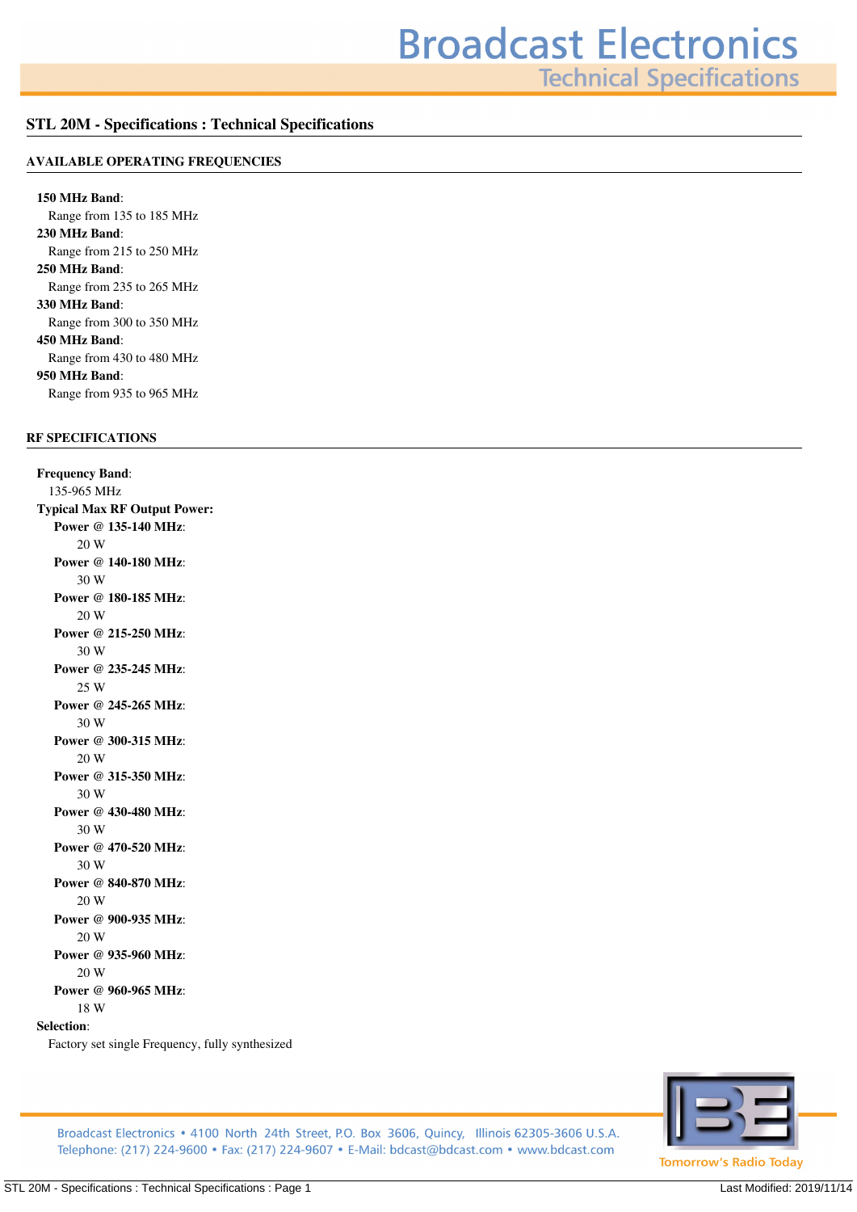## STL 20M - Specifications : Technical Specifications

### AVAILABLE OPERATING FREQUENCIES

**150 MHz Band**:
Range from 135 to 185 MHz

**230 MHz Band**:
Range from 215 to 250 MHz

**250 MHz Band**:
Range from 235 to 265 MHz

**330 MHz Band**:
Range from 300 to 350 MHz

**450 MHz Band**:
Range from 430 to 480 MHz

**950 MHz Band**:
Range from 935 to 965 MHz

### RF SPECIFICATIONS

**Frequency Band**:
135-965 MHz

**Typical Max RF Output Power:**

- **Power @ 135-140 MHz**:
  20 W
- **Power @ 140-180 MHz**:
  30 W
- **Power @ 180-185 MHz**:
  20 W
- **Power @ 215-250 MHz**:
  30 W
- **Power @ 235-245 MHz**:
  25 W
- **Power @ 245-265 MHz**:
  30 W
- **Power @ 300-315 MHz**:
  20 W
- **Power @ 315-350 MHz**:
  30 W
- **Power @ 430-480 MHz**:
  30 W
- **Power @ 470-520 MHz**:
  30 W
- **Power @ 840-870 MHz**:
  20 W
- **Power @ 900-935 MHz**:
  20 W
- **Power @ 935-960 MHz**:
  20 W
- **Power @ 960-965 MHz**:
  18 W

**Selection**:
Factory set single Frequency, fully synthesized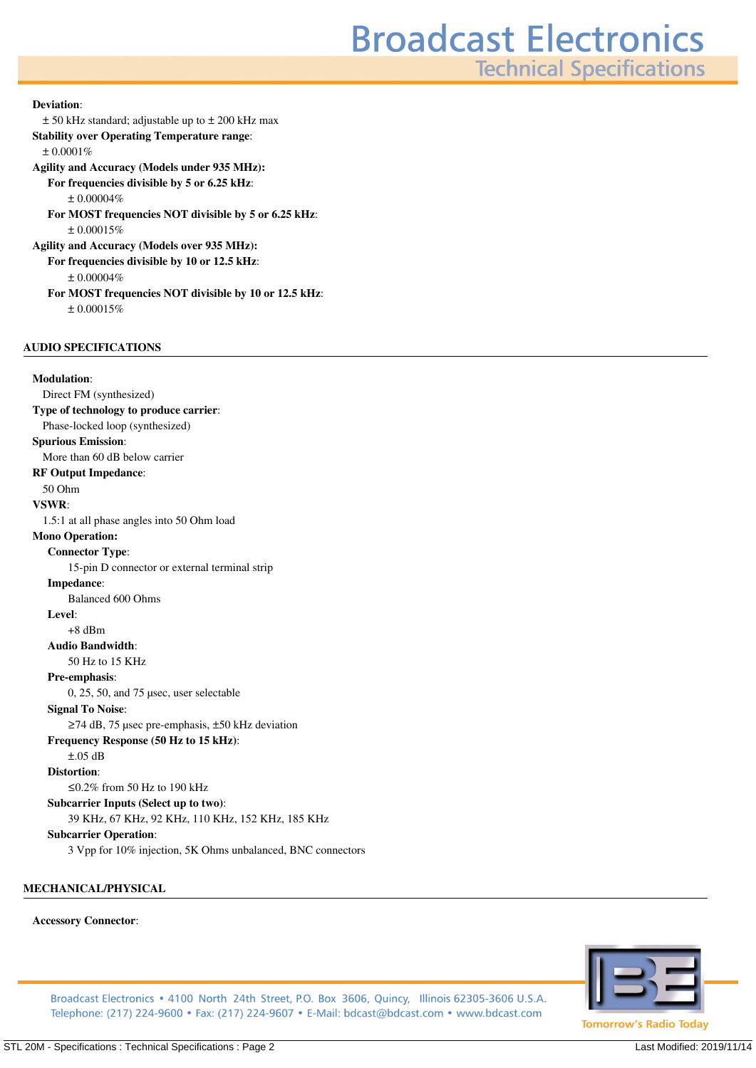**Deviation**:
± 50 kHz standard; adjustable up to ± 200 kHz max

**Stability over Operating Temperature range**:
± 0.0001%

**Agility and Accuracy (Models under 935 MHz):**

- **For frequencies divisible by 5 or 6.25 kHz**:
  ± 0.00004%
- **For MOST frequencies NOT divisible by 5 or 6.25 kHz**:
  ± 0.00015%

**Agility and Accuracy (Models over 935 MHz):**

- **For frequencies divisible by 10 or 12.5 kHz**:
  ± 0.00004%
- **For MOST frequencies NOT divisible by 10 or 12.5 kHz**:
  ± 0.00015%

## AUDIO SPECIFICATIONS

**Modulation**:
Direct FM (synthesized)

**Type of technology to produce carrier**:
Phase-locked loop (synthesized)

**Spurious Emission**:
More than 60 dB below carrier

**RF Output Impedance**:
50 Ohm

**VSWR**:
1.5:1 at all phase angles into 50 Ohm load

**Mono Operation:**

- **Connector Type**:
  15-pin D connector or external terminal strip
- **Impedance**:
  Balanced 600 Ohms
- **Level**:
  +8 dBm
- **Audio Bandwidth**:
  50 Hz to 15 KHz
- **Pre-emphasis**:
  0, 25, 50, and 75 µsec, user selectable
- **Signal To Noise**:
  ≥74 dB, 75 µsec pre-emphasis, ±50 kHz deviation
- **Frequency Response (50 Hz to 15 kHz)**:
  ±.05 dB
- **Distortion**:
  ≤0.2% from 50 Hz to 190 kHz
- **Subcarrier Inputs (Select up to two)**:
  39 KHz, 67 KHz, 92 KHz, 110 KHz, 152 KHz, 185 KHz
- **Subcarrier Operation**:
  3 Vpp for 10% injection, 5K Ohms unbalanced, BNC connectors

## MECHANICAL/PHYSICAL

**Accessory Connector**: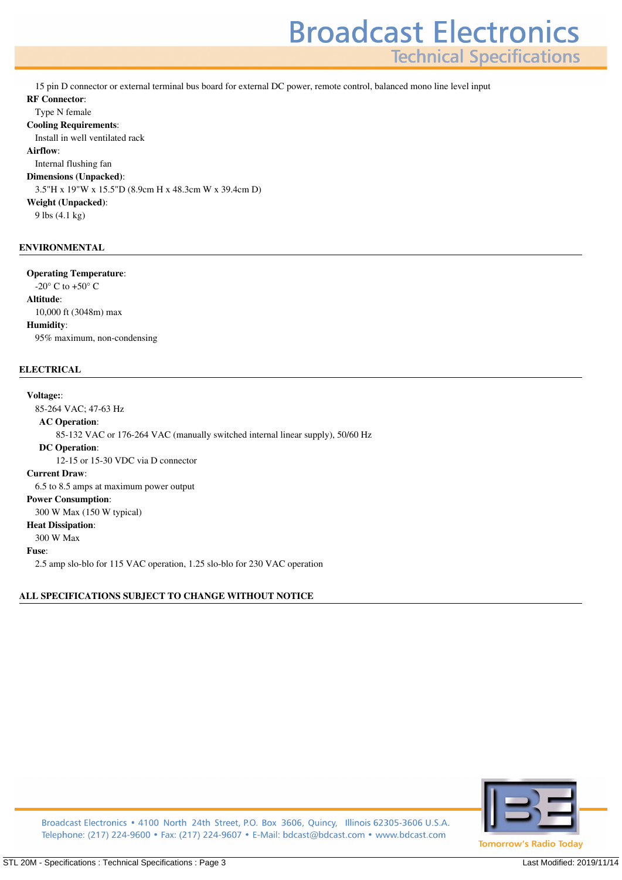15 pin D connector or external terminal bus board for external DC power, remote control, balanced mono line level input

**RF Connector**:
Type N female

**Cooling Requirements**:
Install in well ventilated rack

**Airflow**:
Internal flushing fan

**Dimensions (Unpacked)**:
3.5"H x 19"W x 15.5"D (8.9cm H x 48.3cm W x 39.4cm D)

**Weight (Unpacked)**:
9 lbs (4.1 kg)

## ENVIRONMENTAL

**Operating Temperature**:
-20° C to +50° C

**Altitude**:
10,000 ft (3048m) max

**Humidity**:
95% maximum, non-condensing

## ELECTRICAL

**Voltage:**:
85-264 VAC; 47-63 Hz

**AC Operation**:
85-132 VAC or 176-264 VAC (manually switched internal linear supply), 50/60 Hz

**DC Operation**:
12-15 or 15-30 VDC via D connector

**Current Draw**:
6.5 to 8.5 amps at maximum power output

**Power Consumption**:
300 W Max (150 W typical)

**Heat Dissipation**:
300 W Max

**Fuse**:
2.5 amp slo-blo for 115 VAC operation, 1.25 slo-blo for 230 VAC operation

## ALL SPECIFICATIONS SUBJECT TO CHANGE WITHOUT NOTICE